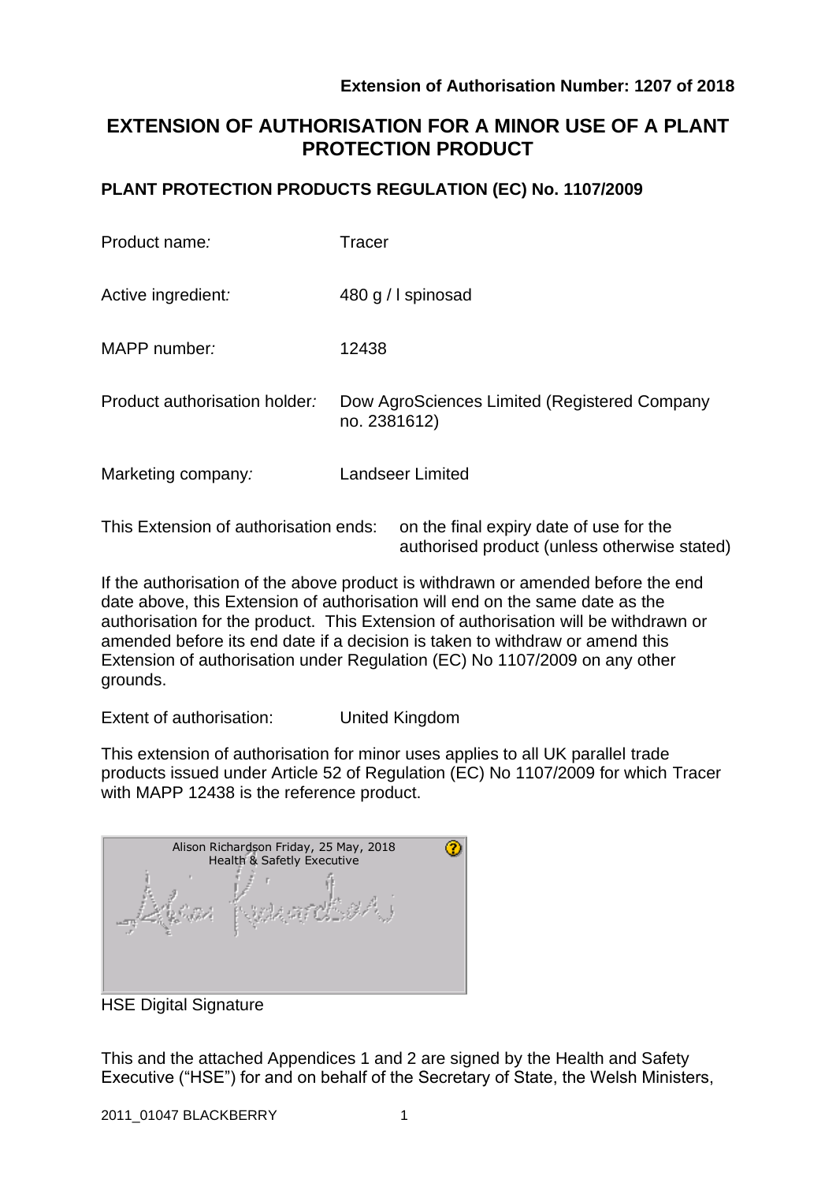**Extension of Authorisation Number: 1207 of 2018**

# EXTENSION OF AUTHORISATION FOR A MINOR USE OF A PLANT PROTECTION PRODUCT

## PLANT PROTECTION PRODUCTS REGULATION (EC) No. 1107/2009

| | |
|---|---|
| Product name*:* | Tracer |
| Active ingredient*:* | 480 g / l spinosad |
| MAPP number*:* | 12438 |
| Product authorisation holder*:* | Dow AgroSciences Limited (Registered Company no. 2381612) |
| Marketing company*:* | Landseer Limited |

This Extension of authorisation ends: on the final expiry date of use for the authorised product (unless otherwise stated)

If the authorisation of the above product is withdrawn or amended before the end date above, this Extension of authorisation will end on the same date as the authorisation for the product. This Extension of authorisation will be withdrawn or amended before its end date if a decision is taken to withdraw or amend this Extension of authorisation under Regulation (EC) No 1107/2009 on any other grounds.

Extent of authorisation: United Kingdom

This extension of authorisation for minor uses applies to all UK parallel trade products issued under Article 52 of Regulation (EC) No 1107/2009 for which Tracer with MAPP 12438 is the reference product.

Alison Richardson Friday, 25 May, 2018
Health & Safetly Executive

HSE Digital Signature

This and the attached Appendices 1 and 2 are signed by the Health and Safety Executive ("HSE") for and on behalf of the Secretary of State, the Welsh Ministers,

2011_01047 BLACKBERRY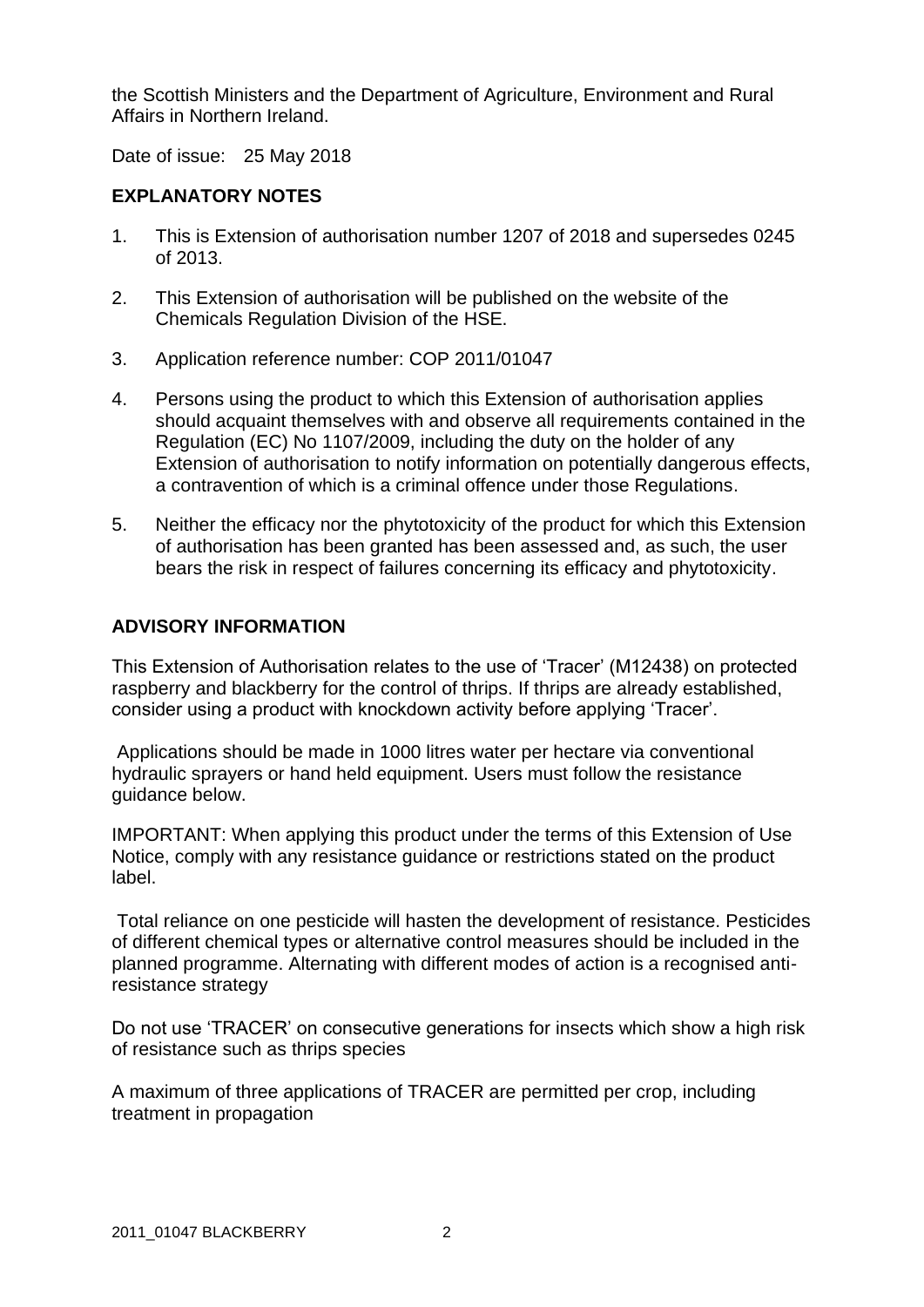the Scottish Ministers and the Department of Agriculture, Environment and Rural Affairs in Northern Ireland.

Date of issue: 25 May 2018

## EXPLANATORY NOTES

1. This is Extension of authorisation number 1207 of 2018 and supersedes 0245 of 2013.
2. This Extension of authorisation will be published on the website of the Chemicals Regulation Division of the HSE.
3. Application reference number: COP 2011/01047
4. Persons using the product to which this Extension of authorisation applies should acquaint themselves with and observe all requirements contained in the Regulation (EC) No 1107/2009, including the duty on the holder of any Extension of authorisation to notify information on potentially dangerous effects, a contravention of which is a criminal offence under those Regulations.
5. Neither the efficacy nor the phytotoxicity of the product for which this Extension of authorisation has been granted has been assessed and, as such, the user bears the risk in respect of failures concerning its efficacy and phytotoxicity.

## ADVISORY INFORMATION

This Extension of Authorisation relates to the use of 'Tracer' (M12438) on protected raspberry and blackberry for the control of thrips. If thrips are already established, consider using a product with knockdown activity before applying 'Tracer'.

Applications should be made in 1000 litres water per hectare via conventional hydraulic sprayers or hand held equipment. Users must follow the resistance guidance below.

IMPORTANT: When applying this product under the terms of this Extension of Use Notice, comply with any resistance guidance or restrictions stated on the product label.

Total reliance on one pesticide will hasten the development of resistance. Pesticides of different chemical types or alternative control measures should be included in the planned programme. Alternating with different modes of action is a recognised anti-resistance strategy

Do not use 'TRACER' on consecutive generations for insects which show a high risk of resistance such as thrips species

A maximum of three applications of TRACER are permitted per crop, including treatment in propagation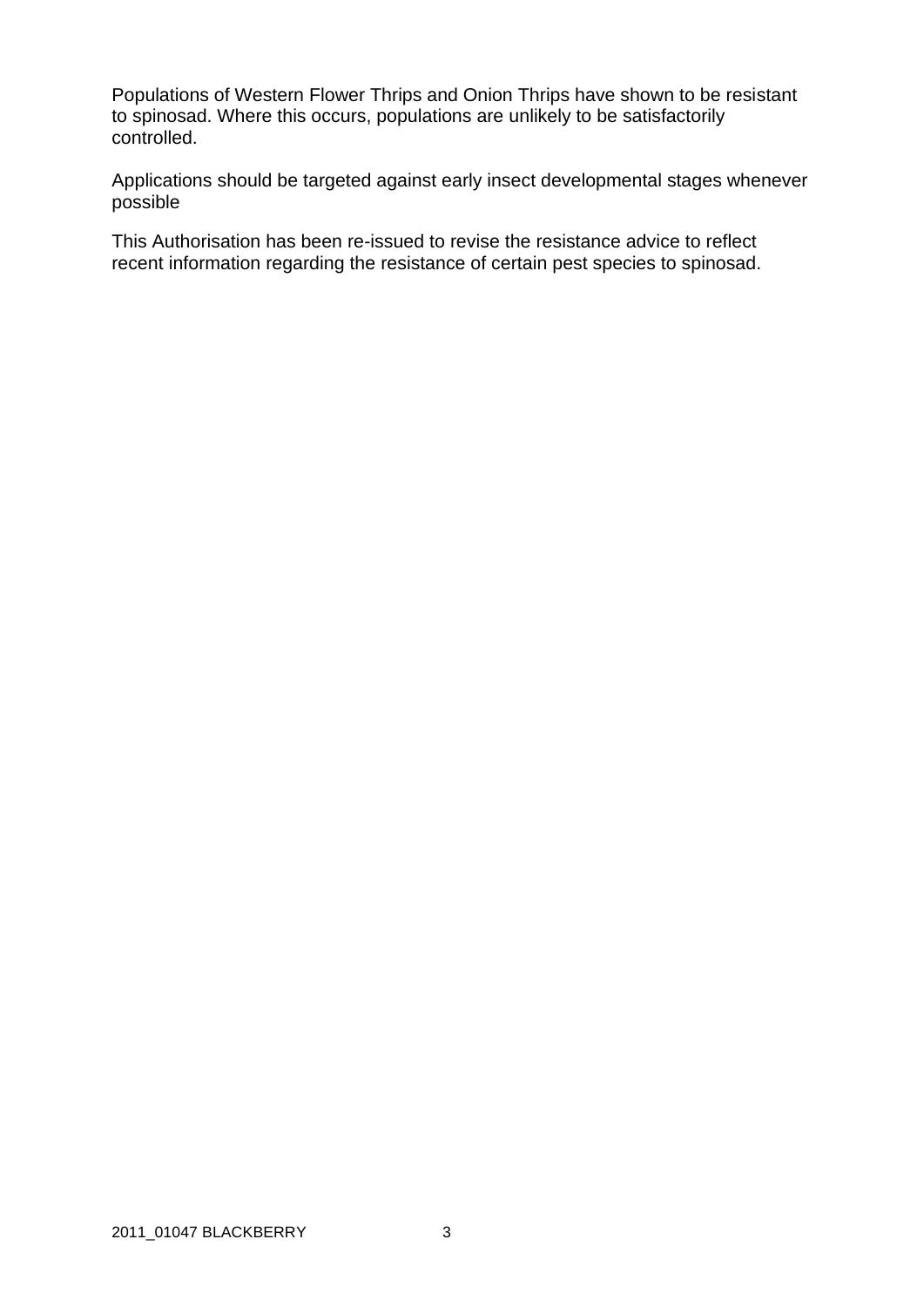Populations of Western Flower Thrips and Onion Thrips have shown to be resistant to spinosad. Where this occurs, populations are unlikely to be satisfactorily controlled.

Applications should be targeted against early insect developmental stages whenever possible

This Authorisation has been re-issued to revise the resistance advice to reflect recent information regarding the resistance of certain pest species to spinosad.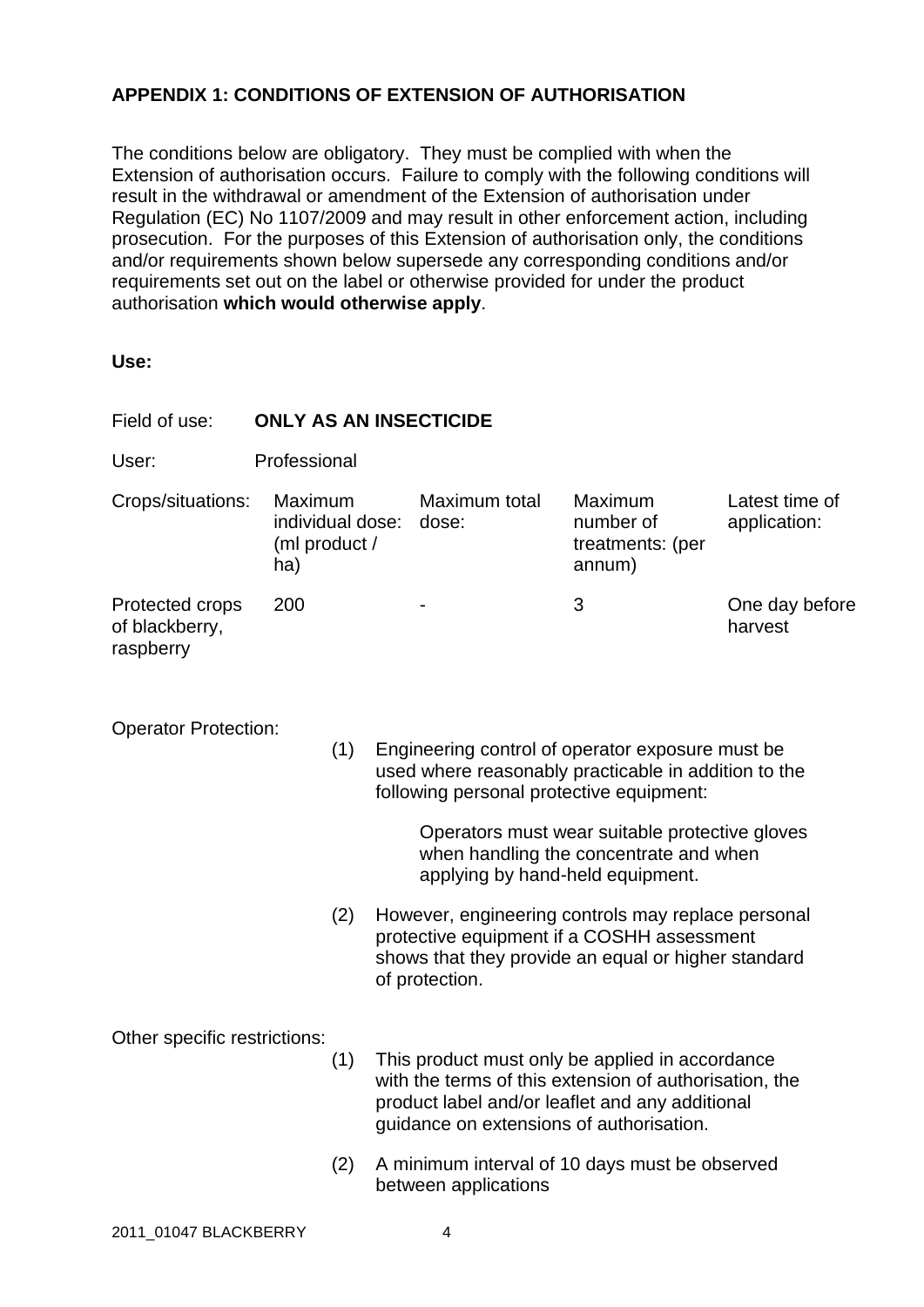## APPENDIX 1: CONDITIONS OF EXTENSION OF AUTHORISATION

The conditions below are obligatory. They must be complied with when the Extension of authorisation occurs. Failure to comply with the following conditions will result in the withdrawal or amendment of the Extension of authorisation under Regulation (EC) No 1107/2009 and may result in other enforcement action, including prosecution. For the purposes of this Extension of authorisation only, the conditions and/or requirements shown below supersede any corresponding conditions and/or requirements set out on the label or otherwise provided for under the product authorisation **which would otherwise apply**.

**Use:**

Field of use: **ONLY AS AN INSECTICIDE**

User: Professional

| Crops/situations: | Maximum individual dose: (ml product / ha) | Maximum total dose: | Maximum number of treatments: (per annum) | Latest time of application: |
|---|---|---|---|---|
| Protected crops of blackberry, raspberry | 200 | - | 3 | One day before harvest |

Operator Protection:

(1) Engineering control of operator exposure must be used where reasonably practicable in addition to the following personal protective equipment:

Operators must wear suitable protective gloves when handling the concentrate and when applying by hand-held equipment.

(2) However, engineering controls may replace personal protective equipment if a COSHH assessment shows that they provide an equal or higher standard of protection.

Other specific restrictions:

(1) This product must only be applied in accordance with the terms of this extension of authorisation, the product label and/or leaflet and any additional guidance on extensions of authorisation.

(2) A minimum interval of 10 days must be observed between applications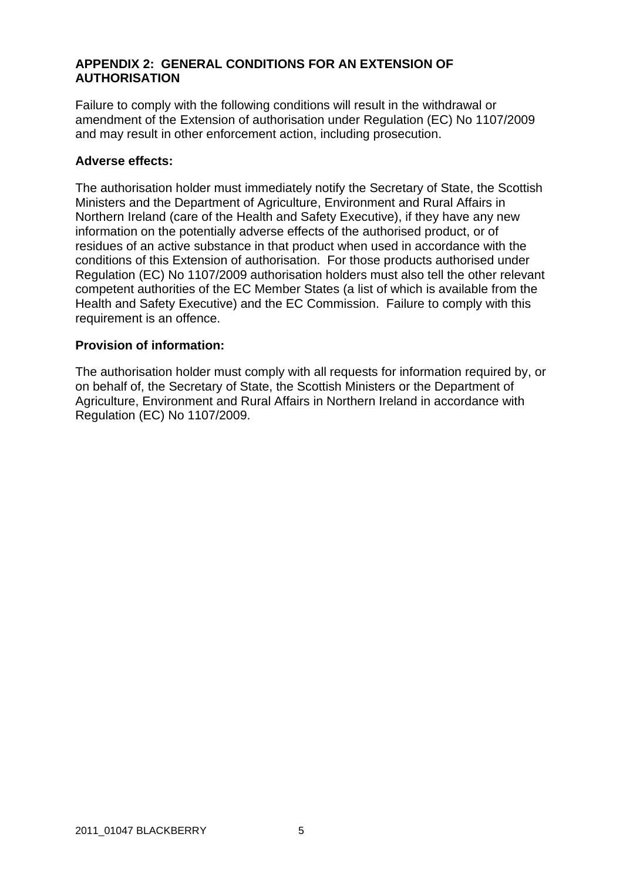## APPENDIX 2: GENERAL CONDITIONS FOR AN EXTENSION OF AUTHORISATION

Failure to comply with the following conditions will result in the withdrawal or amendment of the Extension of authorisation under Regulation (EC) No 1107/2009 and may result in other enforcement action, including prosecution.

**Adverse effects:**

The authorisation holder must immediately notify the Secretary of State, the Scottish Ministers and the Department of Agriculture, Environment and Rural Affairs in Northern Ireland (care of the Health and Safety Executive), if they have any new information on the potentially adverse effects of the authorised product, or of residues of an active substance in that product when used in accordance with the conditions of this Extension of authorisation. For those products authorised under Regulation (EC) No 1107/2009 authorisation holders must also tell the other relevant competent authorities of the EC Member States (a list of which is available from the Health and Safety Executive) and the EC Commission. Failure to comply with this requirement is an offence.

**Provision of information:**

The authorisation holder must comply with all requests for information required by, or on behalf of, the Secretary of State, the Scottish Ministers or the Department of Agriculture, Environment and Rural Affairs in Northern Ireland in accordance with Regulation (EC) No 1107/2009.